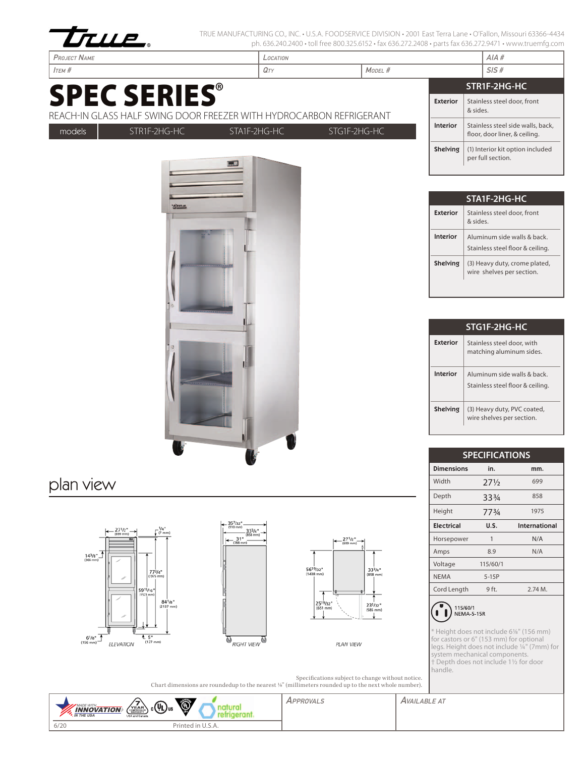TRUE MANUFACTURING CO., INC. • U.S.A. FOODSERVICE DIVISION • 2001 East Terra Lane • O'Fallon, Missouri 63366-4434
ph. 636.240.2400 • toll free 800.325.6152 • fax 636.272.2408 • parts fax 636.272.9471 • www.truemfg.com

| Project Name | Location | | AIA # |
|---|---|---|---|
| Item # | Qty | Model # | SIS # |

# SPEC SERIES®

REACH-IN GLASS HALF SWING DOOR FREEZER WITH HYDROCARBON REFRIGERANT

| models | STR1F-2HG-HC | STA1F-2HG-HC | STG1F-2HG-HC |
|---|---|---|---|

| STR1F-2HG-HC | |
|---|---|
| Exterior | Stainless steel door, front & sides. |
| Interior | Stainless steel side walls, back, floor, door liner, & ceiling. |
| Shelving | (1) Interior kit option included per full section. |

| STA1F-2HG-HC | |
|---|---|
| Exterior | Stainless steel door, front & sides. |
| Interior | Aluminum side walls & back. Stainless steel floor & ceiling. |
| Shelving | (3) Heavy duty, crome plated, wire shelves per section. |

| STG1F-2HG-HC | |
|---|---|
| Exterior | Stainless steel door, with matching aluminum sides. |
| Interior | Aluminum side walls & back. Stainless steel floor & ceiling. |
| Shelving | (3) Heavy duty, PVC coated, wire shelves per section. |

## SPECIFICATIONS

| Dimensions | in. | mm. |
|---|---|---|
| Width | 27½ | 699 |
| Depth | 33¾ | 858 |
| Height | 77¾ | 1975 |
| **Electrical** | **U.S.** | **International** |
| Horsepower | 1 | N/A |
| Amps | 8.9 | N/A |
| Voltage | 115/60/1 | |
| NEMA | 5-15P | |
| Cord Length | 9 ft. | 2.74 M. |

115/60/1
NEMA-5-15R

\* Height does not include 6⅛" (156 mm) for castors or 6" (153 mm) for optional legs. Height does not include ¼" (7mm) for system mechanical components.
† Depth does not include 1½ for door handle.

## plan view

ELEVATION — 27½" (699 mm); ¼" (7 mm); 14⅜" (366 mm); 77¾" (1975 mm); 59¹⁵⁄₁₆" (1523 mm); 84⅛" (2137 mm); 6⅛" (156 mm); 5" (127 mm)

RIGHT VIEW — 35⁷⁄₃₂" (910 mm); 33¾" (858 mm); 31" (788 mm)

PLAN VIEW — 27½" (699 mm); 56¹⁹⁄₃₂" (1438 mm); 33¾" (858 mm); 25¹⁹⁄₃₂" (651 mm); 23¹⁄₃₂" (585 mm)

Specifications subject to change without notice.
Chart dimensions are roundedup to the nearest ⅛" (millimeters rounded up to the next whole number).

MADE WITH INNOVATION IN THE USA | 7 YEAR COMPRESSOR WARRANTY USA and Canada | c UL us | natural refrigerant

| Approvals | Available At |
|---|---|

6/20 Printed in U.S.A.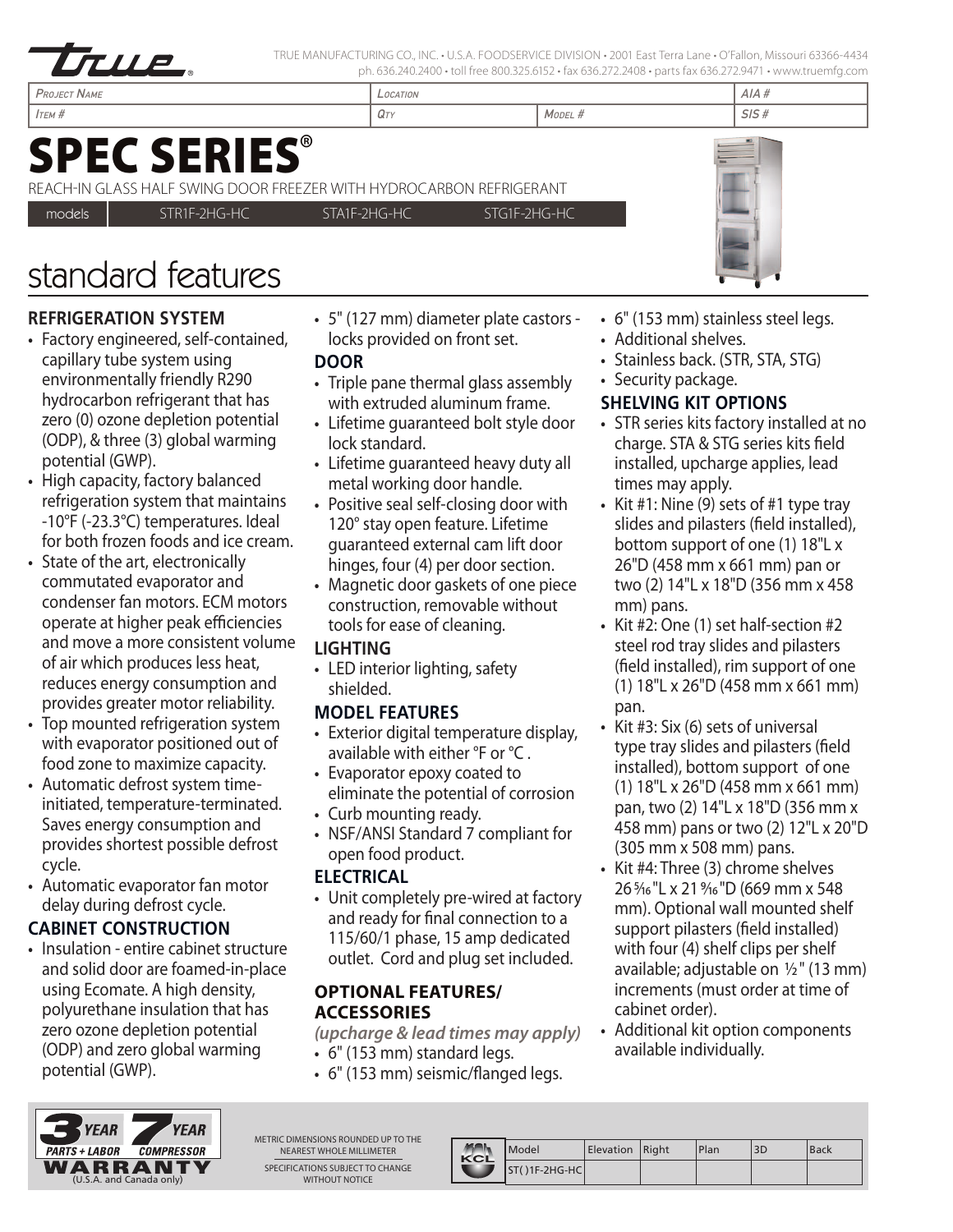TRUE MANUFACTURING CO., INC. • U.S.A. FOODSERVICE DIVISION • 2001 East Terra Lane • O'Fallon, Missouri 63366-4434
ph. 636.240.2400 • toll free 800.325.6152 • fax 636.272.2408 • parts fax 636.272.9471 • www.truemfg.com

| Project Name | Location | | AIA # |
|---|---|---|---|
| Item # | Qty | Model # | SIS # |

# SPEC SERIES®

REACH-IN GLASS HALF SWING DOOR FREEZER WITH HYDROCARBON REFRIGERANT

| models | STR1F-2HG-HC | STA1F-2HG-HC | STG1F-2HG-HC |
|---|---|---|---|

## standard features

### REFRIGERATION SYSTEM

- Factory engineered, self-contained, capillary tube system using environmentally friendly R290 hydrocarbon refrigerant that has zero (0) ozone depletion potential (ODP), & three (3) global warming potential (GWP).
- High capacity, factory balanced refrigeration system that maintains -10°F (-23.3°C) temperatures. Ideal for both frozen foods and ice cream.
- State of the art, electronically commutated evaporator and condenser fan motors. ECM motors operate at higher peak efficiencies and move a more consistent volume of air which produces less heat, reduces energy consumption and provides greater motor reliability.
- Top mounted refrigeration system with evaporator positioned out of food zone to maximize capacity.
- Automatic defrost system time-initiated, temperature-terminated. Saves energy consumption and provides shortest possible defrost cycle.
- Automatic evaporator fan motor delay during defrost cycle.

### CABINET CONSTRUCTION

- Insulation - entire cabinet structure and solid door are foamed-in-place using Ecomate. A high density, polyurethane insulation that has zero ozone depletion potential (ODP) and zero global warming potential (GWP).
- 5" (127 mm) diameter plate castors - locks provided on front set.

### DOOR

- Triple pane thermal glass assembly with extruded aluminum frame.
- Lifetime guaranteed bolt style door lock standard.
- Lifetime guaranteed heavy duty all metal working door handle.
- Positive seal self-closing door with 120° stay open feature. Lifetime guaranteed external cam lift door hinges, four (4) per door section.
- Magnetic door gaskets of one piece construction, removable without tools for ease of cleaning.

### LIGHTING

- LED interior lighting, safety shielded.

### MODEL FEATURES

- Exterior digital temperature display, available with either °F or °C .
- Evaporator epoxy coated to eliminate the potential of corrosion
- Curb mounting ready.
- NSF/ANSI Standard 7 compliant for open food product.

### ELECTRICAL

- Unit completely pre-wired at factory and ready for final connection to a 115/60/1 phase, 15 amp dedicated outlet. Cord and plug set included.

### OPTIONAL FEATURES/ ACCESSORIES

*(upcharge & lead times may apply)*

- 6" (153 mm) standard legs.
- 6" (153 mm) seismic/flanged legs.
- 6" (153 mm) stainless steel legs.
- Additional shelves.
- Stainless back. (STR, STA, STG)
- Security package.

### SHELVING KIT OPTIONS

- STR series kits factory installed at no charge. STA & STG series kits field installed, upcharge applies, lead times may apply.
- Kit #1: Nine (9) sets of #1 type tray slides and pilasters (field installed), bottom support of one (1) 18"L x 26"D (458 mm x 661 mm) pan or two (2) 14"L x 18"D (356 mm x 458 mm) pans.
- Kit #2: One (1) set half-section #2 steel rod tray slides and pilasters (field installed), rim support of one (1) 18"L x 26"D (458 mm x 661 mm) pan.
- Kit #3: Six (6) sets of universal type tray slides and pilasters (field installed), bottom support of one (1) 18"L x 26"D (458 mm x 661 mm) pan, two (2) 14"L x 18"D (356 mm x 458 mm) pans or two (2) 12"L x 20"D (305 mm x 508 mm) pans.
- Kit #4: Three (3) chrome shelves 26 5⁄16"L x 21 9⁄16"D (669 mm x 548 mm). Optional wall mounted shelf support pilasters (field installed) with four (4) shelf clips per shelf available; adjustable on ½" (13 mm) increments (must order at time of cabinet order).
- Additional kit option components available individually.

3 YEAR PARTS + LABOR 7 YEAR COMPRESSOR WARRANTY (U.S.A. and Canada only)

METRIC DIMENSIONS ROUNDED UP TO THE NEAREST WHOLE MILLIMETER

SPECIFICATIONS SUBJECT TO CHANGE WITHOUT NOTICE

| Model | Elevation | Right | Plan | 3D | Back |
|---|---|---|---|---|---|
| ST( )1F-2HG-HC | | | | | |